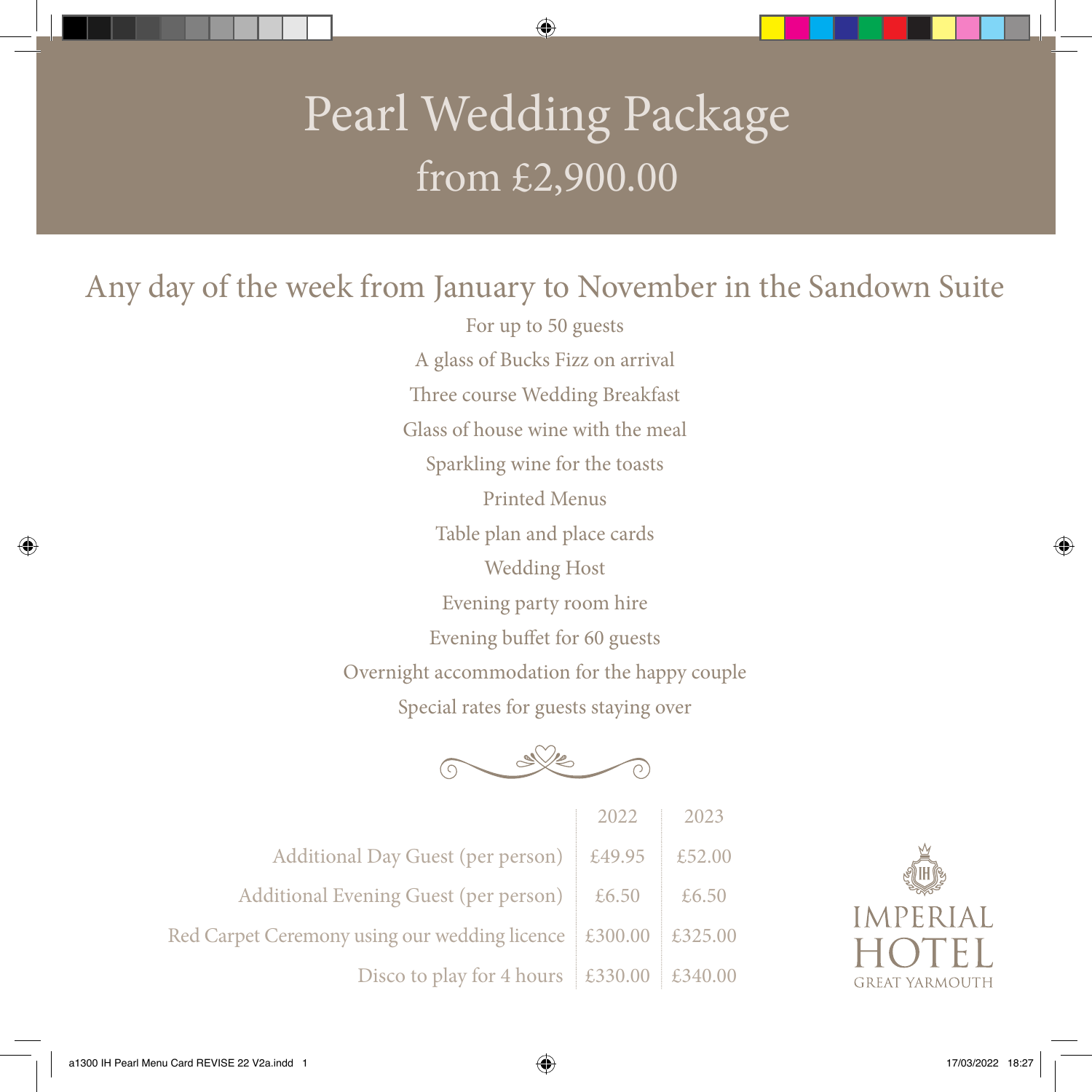# Pearl Wedding Package
## from £2,900.00

## Any day of the week from January to November in the Sandown Suite

For up to 50 guests

A glass of Bucks Fizz on arrival

Three course Wedding Breakfast

Glass of house wine with the meal

Sparkling wine for the toasts

Printed Menus

Table plan and place cards

Wedding Host

Evening party room hire

Evening buffet for 60 guests

Overnight accommodation for the happy couple

Special rates for guests staying over

| | 2022 | 2023 |
|---|---|---|
| Additional Day Guest (per person) | £49.95 | £52.00 |
| Additional Evening Guest (per person) | £6.50 | £6.50 |
| Red Carpet Ceremony using our wedding licence | £300.00 | £325.00 |
| Disco to play for 4 hours | £330.00 | £340.00 |

IMPERIAL HOTEL
GREAT YARMOUTH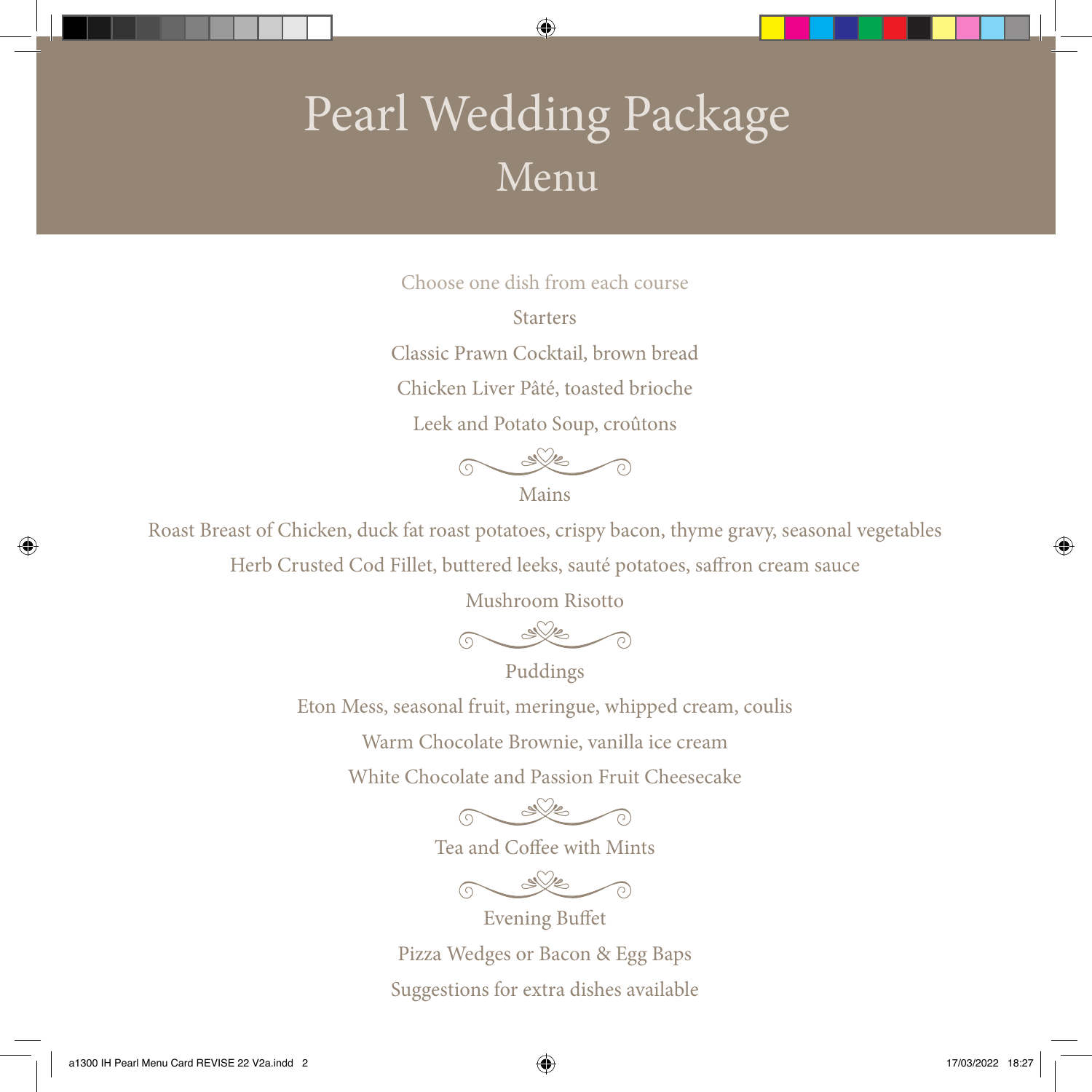# Pearl Wedding Package
## Menu

Choose one dish from each course

### Starters

Classic Prawn Cocktail, brown bread

Chicken Liver Pâté, toasted brioche

Leek and Potato Soup, croûtons

### Mains

Roast Breast of Chicken, duck fat roast potatoes, crispy bacon, thyme gravy, seasonal vegetables

Herb Crusted Cod Fillet, buttered leeks, sauté potatoes, saffron cream sauce

Mushroom Risotto

### Puddings

Eton Mess, seasonal fruit, meringue, whipped cream, coulis

Warm Chocolate Brownie, vanilla ice cream

White Chocolate and Passion Fruit Cheesecake

### Tea and Coffee with Mints

### Evening Buffet

Pizza Wedges or Bacon & Egg Baps

Suggestions for extra dishes available